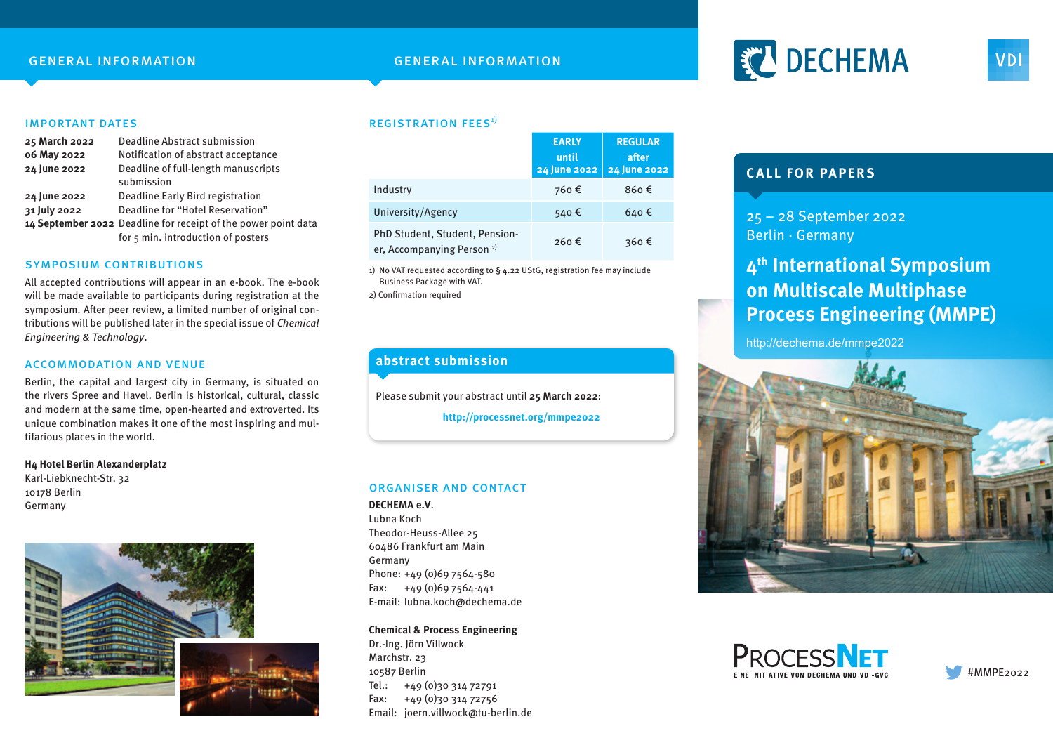## GENERAL INFORMATION

### IMPORTANT DATES

**25 March 2022** Deadline Abstract submission
**06 May 2022** Notification of abstract acceptance
**24 June 2022** Deadline of full-length manuscripts submission
**24 June 2022** Deadline Early Bird registration
**31 July 2022** Deadline for "Hotel Reservation"
**14 September 2022** Deadline for receipt of the power point data for 5 min. introduction of posters

### SYMPOSIUM CONTRIBUTIONS

All accepted contributions will appear in an e-book. The e-book will be made available to participants during registration at the symposium. After peer review, a limited number of original contributions will be published later in the special issue of *Chemical Engineering & Technology*.

### ACCOMMODATION AND VENUE

Berlin, the capital and largest city in Germany, is situated on the rivers Spree and Havel. Berlin is historical, cultural, classic and modern at the same time, open-hearted and extroverted. Its unique combination makes it one of the most inspiring and multifarious places in the world.

**H4 Hotel Berlin Alexanderplatz**
Karl-Liebknecht-Str. 32
10178 Berlin
Germany

## GENERAL INFORMATION

### REGISTRATION FEES[1)]

| | EARLY until 24 June 2022 | REGULAR after 24 June 2022 |
|---|---|---|
| Industry | 760 € | 860 € |
| University/Agency | 540 € | 640 € |
| PhD Student, Student, Pensioner, Accompanying Person [2)] | 260 € | 360 € |

1) No VAT requested according to § 4.22 UStG, registration fee may include Business Package with VAT.
2) Confirmation required

### abstract submission

Please submit your abstract until **25 March 2022**:

**http://processnet.org/mmpe2022**

### ORGANISER AND CONTACT

**DECHEMA e.V.**
Lubna Koch
Theodor-Heuss-Allee 25
60486 Frankfurt am Main
Germany
Phone: +49 (0)69 7564-580
Fax: +49 (0)69 7564-441
E-mail: lubna.koch@dechema.de

**Chemical & Process Engineering**
Dr.-Ing. Jörn Villwock
Marchstr. 23
10587 Berlin
Tel.: +49 (0)30 314 72791
Fax: +49 (0)30 314 72756
Email: joern.villwock@tu-berlin.de

DECHEMA

VDI

## CALL FOR PAPERS

25 – 28 September 2022
Berlin · Germany

# 4th International Symposium on Multiscale Multiphase Process Engineering (MMPE)

http://dechema.de/mmpe2022

PROCESSNET
EINE INITIATIVE VON DECHEMA UND VDI-GVC

#MMPE2022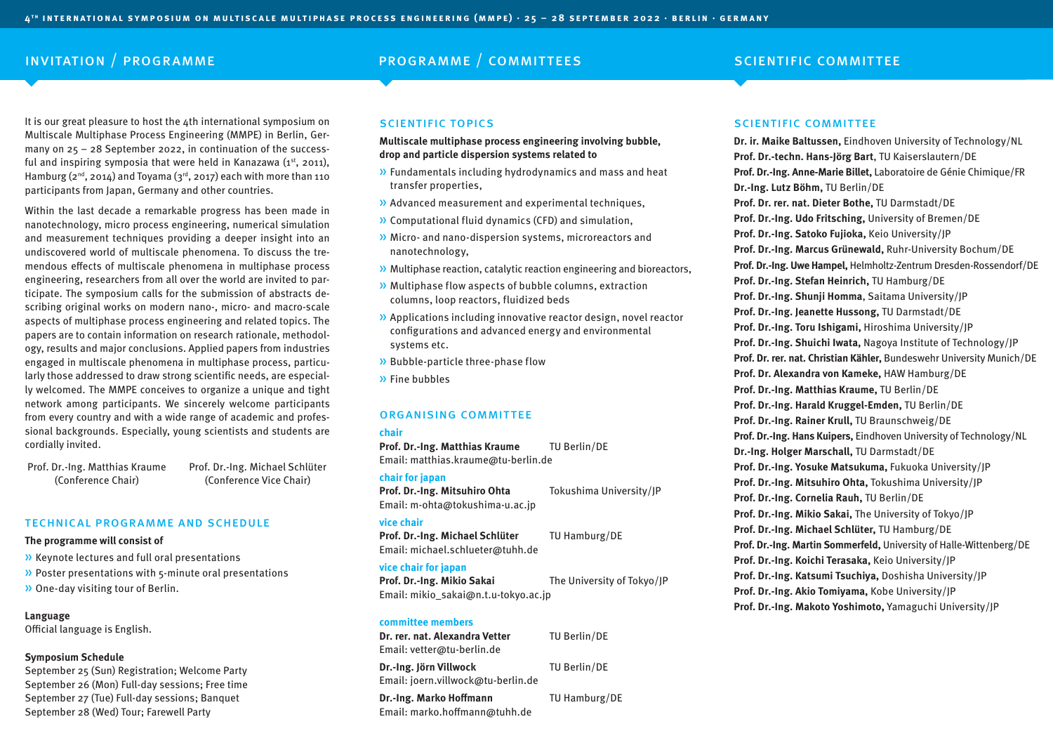## INVITATION / PROGRAMME

It is our great pleasure to host the 4th international symposium on Multiscale Multiphase Process Engineering (MMPE) in Berlin, Germany on 25 – 28 September 2022, in continuation of the successful and inspiring symposia that were held in Kanazawa (1st, 2011), Hamburg (2nd, 2014) and Toyama (3rd, 2017) each with more than 110 participants from Japan, Germany and other countries.

Within the last decade a remarkable progress has been made in nanotechnology, micro process engineering, numerical simulation and measurement techniques providing a deeper insight into an undiscovered world of multiscale phenomena. To discuss the tremendous effects of multiscale phenomena in multiphase process engineering, researchers from all over the world are invited to participate. The symposium calls for the submission of abstracts describing original works on modern nano-, micro- and macro-scale aspects of multiphase process engineering and related topics. The papers are to contain information on research rationale, methodology, results and major conclusions. Applied papers from industries engaged in multiscale phenomena in multiphase process, particularly those addressed to draw strong scientific needs, are especially welcomed. The MMPE conceives to organize a unique and tight network among participants. We sincerely welcome participants from every country and with a wide range of academic and professional backgrounds. Especially, young scientists and students are cordially invited.

Prof. Dr.-Ing. Matthias Kraume (Conference Chair)

Prof. Dr.-Ing. Michael Schlüter (Conference Vice Chair)

### TECHNICAL PROGRAMME AND SCHEDULE

**The programme will consist of**

- Keynote lectures and full oral presentations
- Poster presentations with 5-minute oral presentations
- One-day visiting tour of Berlin.

**Language**

Official language is English.

**Symposium Schedule**

September 25 (Sun) Registration; Welcome Party
September 26 (Mon) Full-day sessions; Free time
September 27 (Tue) Full-day sessions; Banquet
September 28 (Wed) Tour; Farewell Party

## PROGRAMME / COMMITTEES

### SCIENTIFIC TOPICS

**Multiscale multiphase process engineering involving bubble, drop and particle dispersion systems related to**

- Fundamentals including hydrodynamics and mass and heat transfer properties,
- Advanced measurement and experimental techniques,
- Computational fluid dynamics (CFD) and simulation,
- Micro- and nano-dispersion systems, microreactors and nanotechnology,
- Multiphase reaction, catalytic reaction engineering and bioreactors,
- Multiphase flow aspects of bubble columns, extraction columns, loop reactors, fluidized beds
- Applications including innovative reactor design, novel reactor configurations and advanced energy and environmental systems etc.
- Bubble-particle three-phase flow
- Fine bubbles

### ORGANISING COMMITTEE

**chair**

**Prof. Dr.-Ing. Matthias Kraume** TU Berlin/DE
Email: matthias.kraume@tu-berlin.de

**chair for japan**

**Prof. Dr.-Ing. Mitsuhiro Ohta** Tokushima University/JP
Email: m-ohta@tokushima-u.ac.jp

**vice chair**

**Prof. Dr.-Ing. Michael Schlüter** TU Hamburg/DE
Email: michael.schlueter@tuhh.de

**vice chair for japan**

**Prof. Dr.-Ing. Mikio Sakai** The University of Tokyo/JP
Email: mikio_sakai@n.t.u-tokyo.ac.jp

**committee members**

**Dr. rer. nat. Alexandra Vetter** TU Berlin/DE
Email: vetter@tu-berlin.de

**Dr.-Ing. Jörn Villwock** TU Berlin/DE
Email: joern.villwock@tu-berlin.de

**Dr.-Ing. Marko Hoffmann** TU Hamburg/DE
Email: marko.hoffmann@tuhh.de

## SCIENTIFIC COMMITTEE

### SCIENTIFIC COMMITTEE

**Dr. ir. Maike Baltussen,** Eindhoven University of Technology/NL
**Prof. Dr.-techn. Hans-Jörg Bart**, TU Kaiserslautern/DE
**Prof. Dr.-Ing. Anne-Marie Billet,** Laboratoire de Génie Chimique/FR
**Dr.-Ing. Lutz Böhm,** TU Berlin/DE
**Prof. Dr. rer. nat. Dieter Bothe,** TU Darmstadt/DE
**Prof. Dr.-Ing. Udo Fritsching,** University of Bremen/DE
**Prof. Dr.-Ing. Satoko Fujioka,** Keio University/JP
**Prof. Dr.-Ing. Marcus Grünewald,** Ruhr-University Bochum/DE
**Prof. Dr.-Ing. Uwe Hampel,** Helmholtz-Zentrum Dresden-Rossendorf/DE
**Prof. Dr.-Ing. Stefan Heinrich,** TU Hamburg/DE
**Prof. Dr.-Ing. Shunji Homma**, Saitama University/JP
**Prof. Dr.-Ing. Jeanette Hussong,** TU Darmstadt/DE
**Prof. Dr.-Ing. Toru Ishigami,** Hiroshima University/JP
**Prof. Dr.-Ing. Shuichi Iwata,** Nagoya Institute of Technology/JP
**Prof. Dr. rer. nat. Christian Kähler,** Bundeswehr University Munich/DE
**Prof. Dr. Alexandra von Kameke,** HAW Hamburg/DE
**Prof. Dr.-Ing. Matthias Kraume,** TU Berlin/DE
**Prof. Dr.-Ing. Harald Kruggel-Emden,** TU Berlin/DE
**Prof. Dr.-Ing. Rainer Krull,** TU Braunschweig/DE
**Prof. Dr.-Ing. Hans Kuipers,** Eindhoven University of Technology/NL
**Dr.-Ing. Holger Marschall,** TU Darmstadt/DE
**Prof. Dr.-Ing. Yosuke Matsukuma,** Fukuoka University/JP
**Prof. Dr.-Ing. Mitsuhiro Ohta,** Tokushima University/JP
**Prof. Dr.-Ing. Cornelia Rauh,** TU Berlin/DE
**Prof. Dr.-Ing. Mikio Sakai,** The University of Tokyo/JP
**Prof. Dr.-Ing. Michael Schlüter,** TU Hamburg/DE
**Prof. Dr.-Ing. Martin Sommerfeld,** University of Halle-Wittenberg/DE
**Prof. Dr.-Ing. Koichi Terasaka,** Keio University/JP
**Prof. Dr.-Ing. Katsumi Tsuchiya,** Doshisha University/JP
**Prof. Dr.-Ing. Akio Tomiyama,** Kobe University/JP
**Prof. Dr.-Ing. Makoto Yoshimoto,** Yamaguchi University/JP